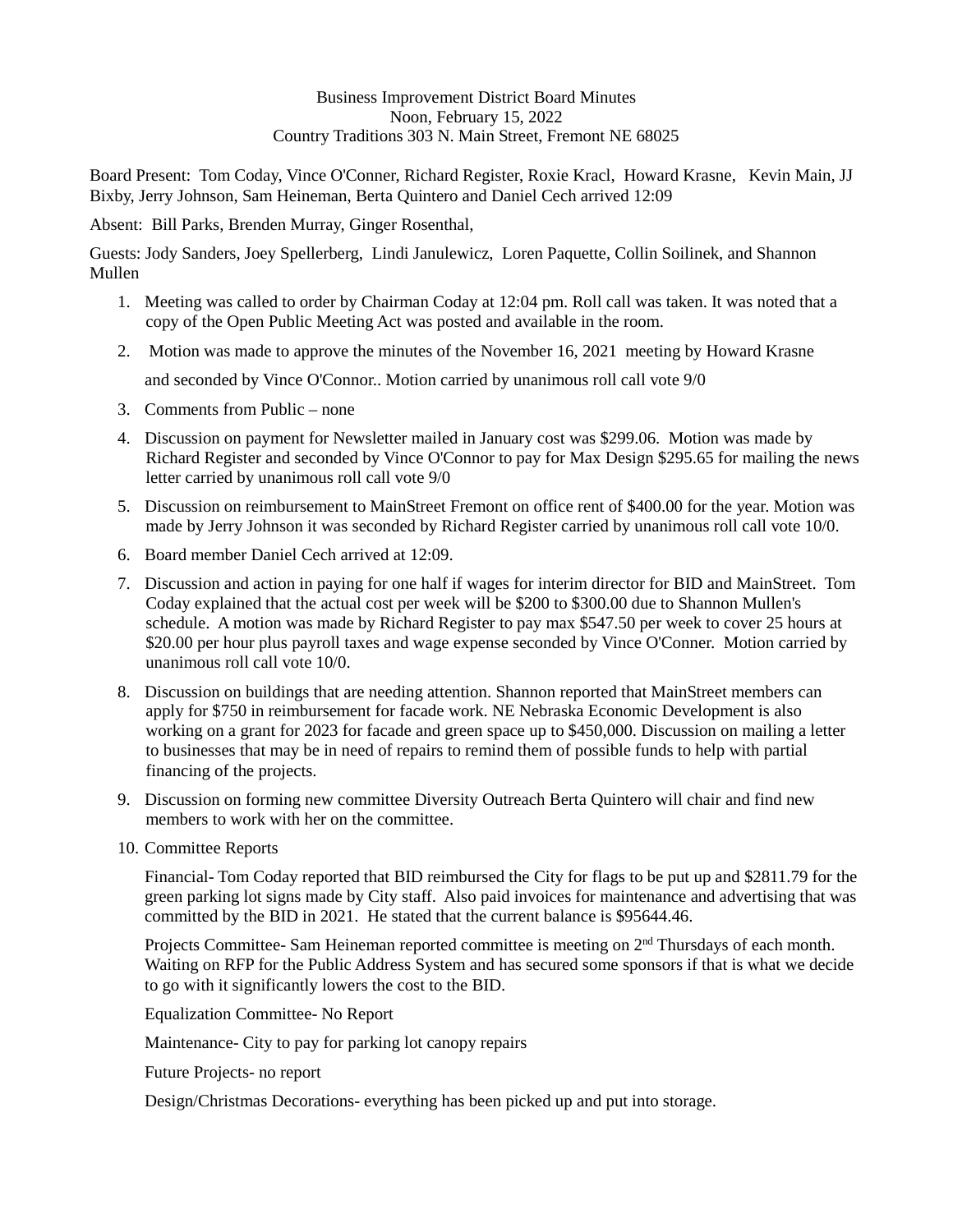Business Improvement District Board Minutes
Noon, February 15, 2022
Country Traditions 303 N. Main Street, Fremont NE 68025

Board Present: Tom Coday, Vince O'Conner, Richard Register, Roxie Kracl, Howard Krasne, Kevin Main, JJ Bixby, Jerry Johnson, Sam Heineman, Berta Quintero and Daniel Cech arrived 12:09

Absent: Bill Parks, Brenden Murray, Ginger Rosenthal,

Guests: Jody Sanders, Joey Spellerberg, Lindi Janulewicz, Loren Paquette, Collin Soilinek, and Shannon Mullen

1. Meeting was called to order by Chairman Coday at 12:04 pm. Roll call was taken. It was noted that a copy of the Open Public Meeting Act was posted and available in the room.
2. Motion was made to approve the minutes of the November 16, 2021 meeting by Howard Krasne and seconded by Vince O'Connor.. Motion carried by unanimous roll call vote 9/0
3. Comments from Public – none
4. Discussion on payment for Newsletter mailed in January cost was $299.06. Motion was made by Richard Register and seconded by Vince O'Connor to pay for Max Design $295.65 for mailing the news letter carried by unanimous roll call vote 9/0
5. Discussion on reimbursement to MainStreet Fremont on office rent of $400.00 for the year. Motion was made by Jerry Johnson it was seconded by Richard Register carried by unanimous roll call vote 10/0.
6. Board member Daniel Cech arrived at 12:09.
7. Discussion and action in paying for one half if wages for interim director for BID and MainStreet. Tom Coday explained that the actual cost per week will be $200 to $300.00 due to Shannon Mullen's schedule. A motion was made by Richard Register to pay max $547.50 per week to cover 25 hours at $20.00 per hour plus payroll taxes and wage expense seconded by Vince O'Conner. Motion carried by unanimous roll call vote 10/0.
8. Discussion on buildings that are needing attention. Shannon reported that MainStreet members can apply for $750 in reimbursement for facade work. NE Nebraska Economic Development is also working on a grant for 2023 for facade and green space up to $450,000. Discussion on mailing a letter to businesses that may be in need of repairs to remind them of possible funds to help with partial financing of the projects.
9. Discussion on forming new committee Diversity Outreach Berta Quintero will chair and find new members to work with her on the committee.
10. Committee Reports

    Financial- Tom Coday reported that BID reimbursed the City for flags to be put up and $2811.79 for the green parking lot signs made by City staff. Also paid invoices for maintenance and advertising that was committed by the BID in 2021. He stated that the current balance is $95644.46.

    Projects Committee- Sam Heineman reported committee is meeting on 2nd Thursdays of each month. Waiting on RFP for the Public Address System and has secured some sponsors if that is what we decide to go with it significantly lowers the cost to the BID.

    Equalization Committee- No Report

    Maintenance- City to pay for parking lot canopy repairs

    Future Projects- no report

    Design/Christmas Decorations- everything has been picked up and put into storage.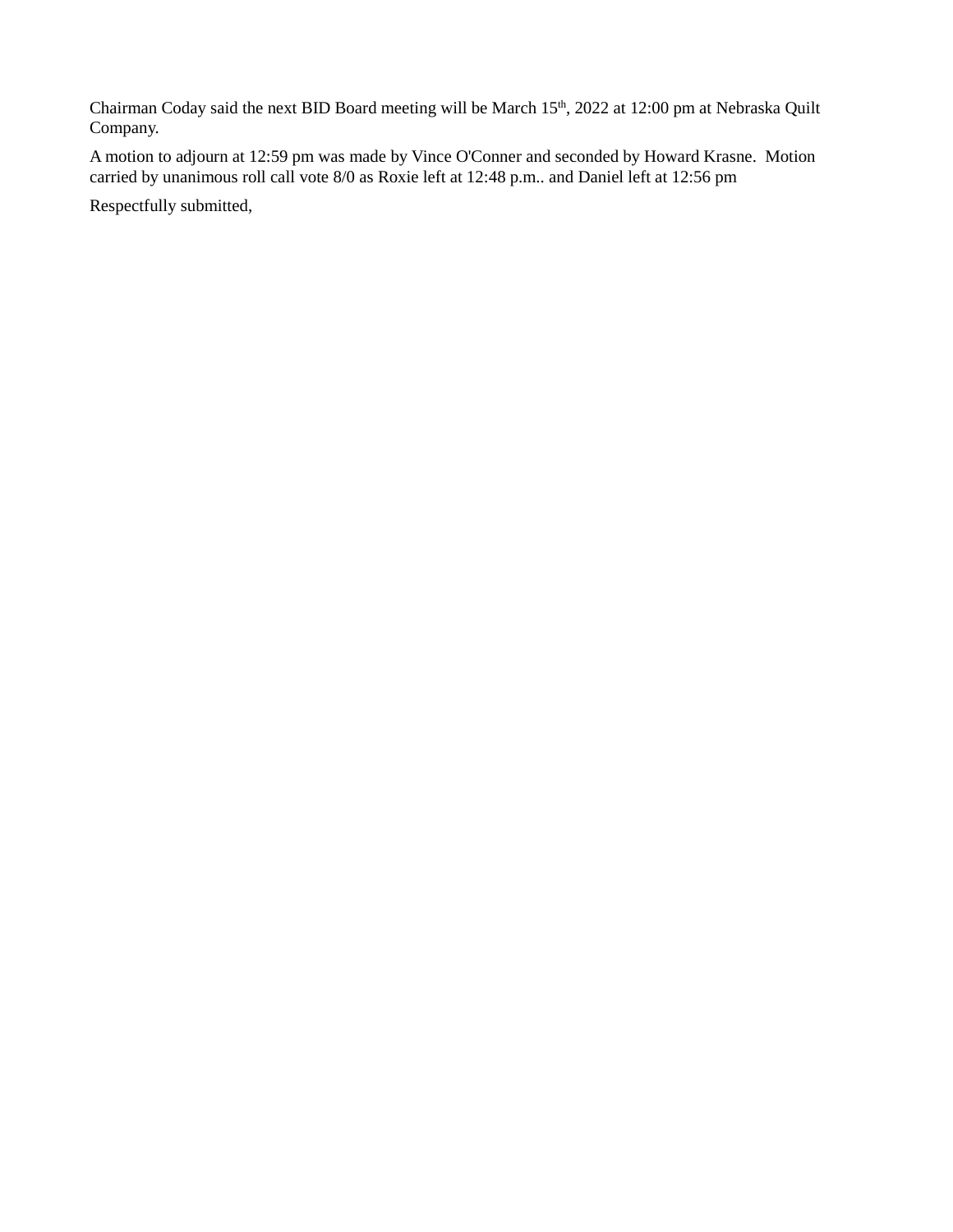Chairman Coday said the next BID Board meeting will be March 15th, 2022 at 12:00 pm at Nebraska Quilt Company.

A motion to adjourn at 12:59 pm was made by Vince O'Conner and seconded by Howard Krasne. Motion carried by unanimous roll call vote 8/0 as Roxie left at 12:48 p.m.. and Daniel left at 12:56 pm

Respectfully submitted,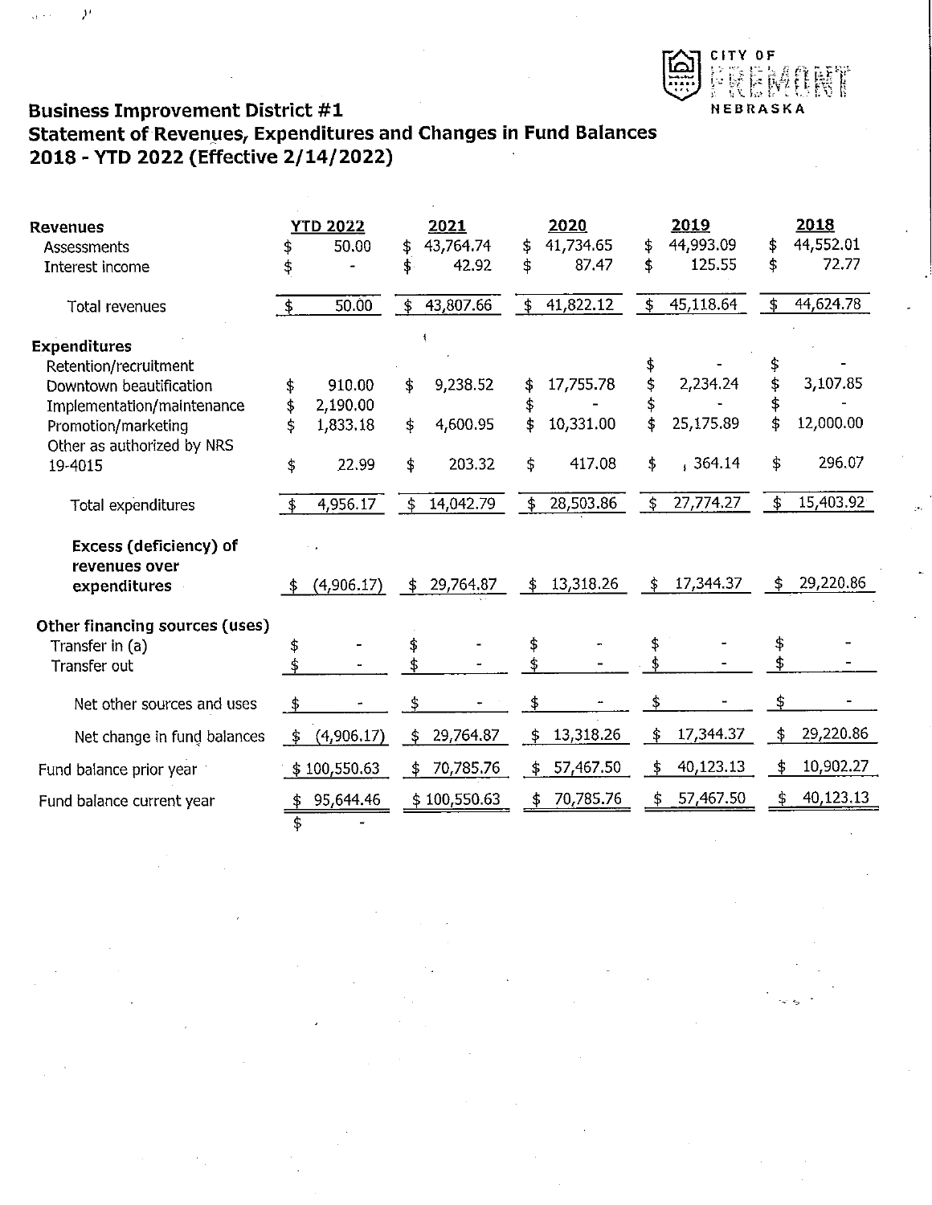CITY OF FREMONT NEBRASKA

## Business Improvement District #1
## Statement of Revenues, Expenditures and Changes in Fund Balances
## 2018 - YTD 2022 (Effective 2/14/2022)

| | YTD 2022 | 2021 | 2020 | 2019 | 2018 |
|---|---|---|---|---|---|
| **Revenues** | | | | | |
| Assessments | $ 50.00 | $ 43,764.74 | $ 41,734.65 | $ 44,993.09 | $ 44,552.01 |
| Interest income | $ - | $ 42.92 | $ 87.47 | $ 125.55 | $ 72.77 |
| Total revenues | $ 50.00 | $ 43,807.66 | $ 41,822.12 | $ 45,118.64 | $ 44,624.78 |
| **Expenditures** | | | | | |
| Retention/recruitment | | | | $ - | $ - |
| Downtown beautification | $ 910.00 | $ 9,238.52 | $ 17,755.78 | $ 2,234.24 | $ 3,107.85 |
| Implementation/maintenance | $ 2,190.00 | | $ - | $ - | $ - |
| Promotion/marketing | $ 1,833.18 | $ 4,600.95 | $ 10,331.00 | $ 25,175.89 | $ 12,000.00 |
| Other as authorized by NRS 19-4015 | $ 22.99 | $ 203.32 | $ 417.08 | $ 364.14 | $ 296.07 |
| Total expenditures | $ 4,956.17 | $ 14,042.79 | $ 28,503.86 | $ 27,774.27 | $ 15,403.92 |
| **Excess (deficiency) of revenues over expenditures** | $ (4,906.17) | $ 29,764.87 | $ 13,318.26 | $ 17,344.37 | $ 29,220.86 |
| **Other financing sources (uses)** | | | | | |
| Transfer in (a) | $ - | $ - | $ - | $ - | $ - |
| Transfer out | $ - | $ - | $ - | $ - | $ - |
| Net other sources and uses | $ - | $ - | $ - | $ - | $ - |
| Net change in fund balances | $ (4,906.17) | $ 29,764.87 | $ 13,318.26 | $ 17,344.37 | $ 29,220.86 |
| Fund balance prior year | $ 100,550.63 | $ 70,785.76 | $ 57,467.50 | $ 40,123.13 | $ 10,902.27 |
| Fund balance current year | $ 95,644.46 | $ 100,550.63 | $ 70,785.76 | $ 57,467.50 | $ 40,123.13 |
| | $ - | | | | |